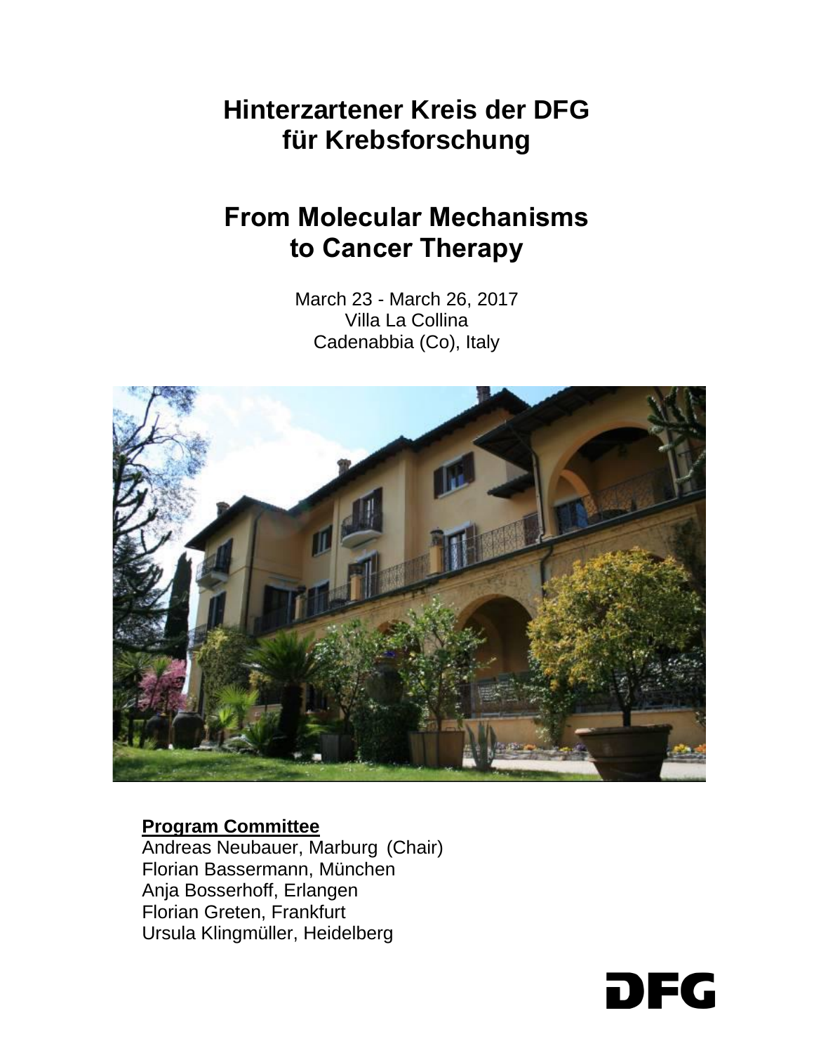# Hinterzartener Kreis der DFG für Krebsforschung

# From Molecular Mechanisms to Cancer Therapy

March 23 - March 26, 2017
Villa La Collina
Cadenabbia (Co), Italy

**Program Committee**
Andreas Neubauer, Marburg (Chair)
Florian Bassermann, München
Anja Bosserhoff, Erlangen
Florian Greten, Frankfurt
Ursula Klingmüller, Heidelberg

DFG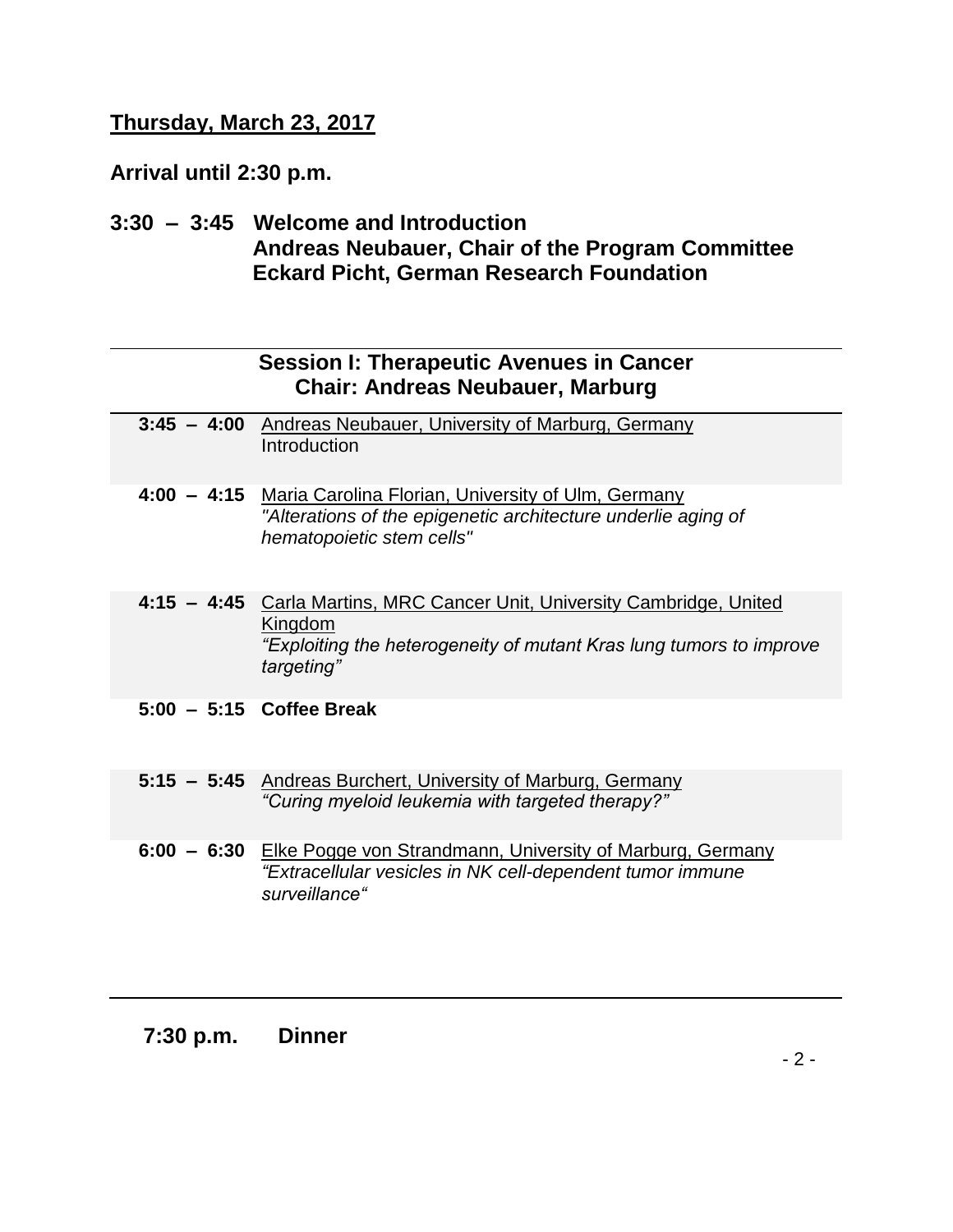**<u>Thursday, March 23, 2017</u>**

**Arrival until 2:30 p.m.**

**3:30 – 3:45 Welcome and Introduction**
**Andreas Neubauer, Chair of the Program Committee**
**Eckard Picht, German Research Foundation**

---

**Session I: Therapeutic Avenues in Cancer**
**Chair: Andreas Neubauer, Marburg**

| | |
|---|---|
| **3:45 – 4:00** | <u>Andreas Neubauer, University of Marburg, Germany</u><br>Introduction |
| **4:00 – 4:15** | <u>Maria Carolina Florian, University of Ulm, Germany</u><br>*"Alterations of the epigenetic architecture underlie aging of hematopoietic stem cells"* |
| **4:15 – 4:45** | <u>Carla Martins, MRC Cancer Unit, University Cambridge, United Kingdom</u><br>*"Exploiting the heterogeneity of mutant Kras lung tumors to improve targeting"* |
| **5:00 – 5:15** | **Coffee Break** |
| **5:15 – 5:45** | <u>Andreas Burchert, University of Marburg, Germany</u><br>*"Curing myeloid leukemia with targeted therapy?"* |
| **6:00 – 6:30** | <u>Elke Pogge von Strandmann, University of Marburg, Germany</u><br>*"Extracellular vesicles in NK cell-dependent tumor immune surveillance"* |

---

**7:30 p.m. Dinner**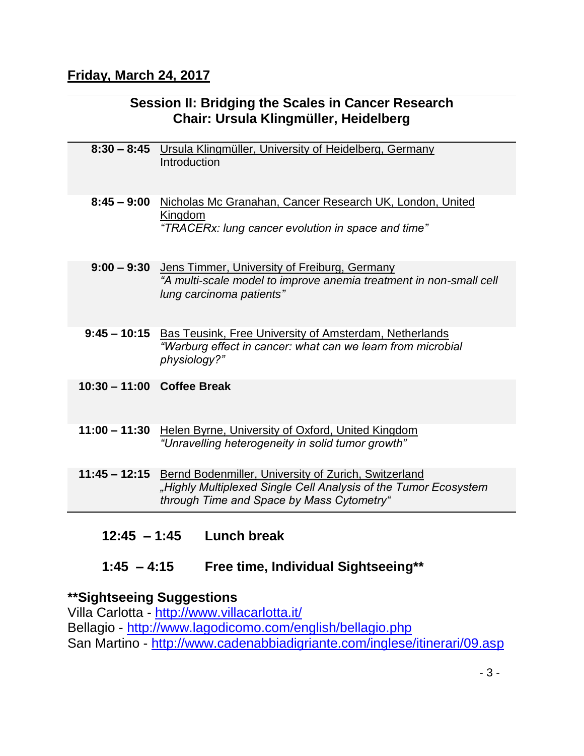## Friday, March 24, 2017

**Session II: Bridging the Scales in Cancer Research**
**Chair: Ursula Klingmüller, Heidelberg**

| | |
|---|---|
| **8:30 – 8:45** | Ursula Klingmüller, University of Heidelberg, Germany<br>Introduction |
| **8:45 – 9:00** | Nicholas Mc Granahan, Cancer Research UK, London, United Kingdom<br>*"TRACERx: lung cancer evolution in space and time"* |
| **9:00 – 9:30** | Jens Timmer, University of Freiburg, Germany<br>*"A multi-scale model to improve anemia treatment in non-small cell lung carcinoma patients"* |
| **9:45 – 10:15** | Bas Teusink, Free University of Amsterdam, Netherlands<br>*"Warburg effect in cancer: what can we learn from microbial physiology?"* |
| **10:30 – 11:00** | **Coffee Break** |
| **11:00 – 11:30** | Helen Byrne, University of Oxford, United Kingdom<br>*"Unravelling heterogeneity in solid tumor growth"* |
| **11:45 – 12:15** | Bernd Bodenmiller, University of Zurich, Switzerland<br>*„Highly Multiplexed Single Cell Analysis of the Tumor Ecosystem through Time and Space by Mass Cytometry"* |

**12:45 – 1:45 Lunch break**

**1:45 – 4:15 Free time, Individual Sightseeing****

**Sightseeing Suggestions**

Villa Carlotta - http://www.villacarlotta.it/
Bellagio - http://www.lagodicomo.com/english/bellagio.php
San Martino - http://www.cadenabbiadigriante.com/inglese/itinerari/09.asp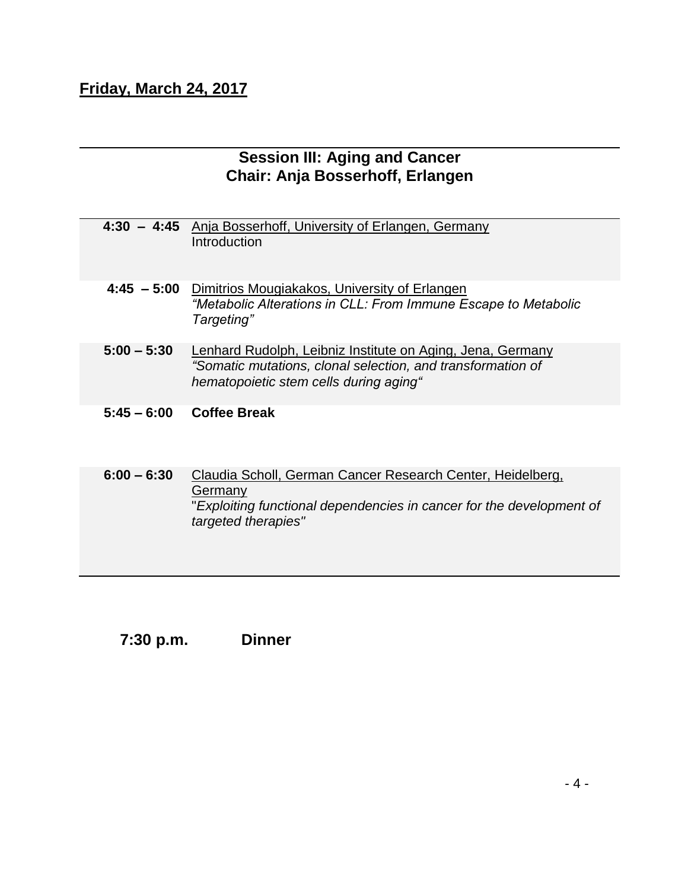**Friday, March 24, 2017**

## Session III: Aging and Cancer
## Chair: Anja Bosserhoff, Erlangen

| | |
|---|---|
| **4:30 – 4:45** | Anja Bosserhoff, University of Erlangen, Germany<br>Introduction |
| **4:45 – 5:00** | Dimitrios Mougiakakos, University of Erlangen<br>*“Metabolic Alterations in CLL: From Immune Escape to Metabolic Targeting”* |
| **5:00 – 5:30** | Lenhard Rudolph, Leibniz Institute on Aging, Jena, Germany<br>*“Somatic mutations, clonal selection, and transformation of hematopoietic stem cells during aging“* |
| **5:45 – 6:00** | **Coffee Break** |
| **6:00 – 6:30** | Claudia Scholl, German Cancer Research Center, Heidelberg, Germany<br>"*Exploiting functional dependencies in cancer for the development of targeted therapies*" |

**7:30 p.m.** **Dinner**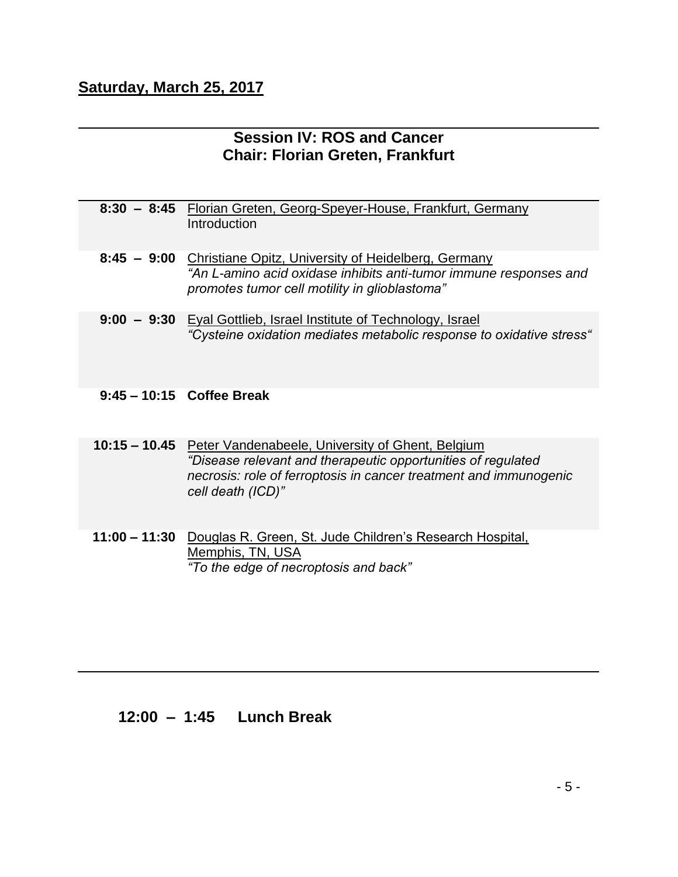## Saturday, March 25, 2017

### Session IV: ROS and Cancer
### Chair: Florian Greten, Frankfurt

| | |
|---|---|
| **8:30 – 8:45** | Florian Greten, Georg-Speyer-House, Frankfurt, Germany<br>Introduction |
| **8:45 – 9:00** | Christiane Opitz, University of Heidelberg, Germany<br>*“An L-amino acid oxidase inhibits anti-tumor immune responses and promotes tumor cell motility in glioblastoma”* |
| **9:00 – 9:30** | Eyal Gottlieb, Israel Institute of Technology, Israel<br>*“Cysteine oxidation mediates metabolic response to oxidative stress“* |
| **9:45 – 10:15** | **Coffee Break** |
| **10:15 – 10.45** | Peter Vandenabeele, University of Ghent, Belgium<br>*“Disease relevant and therapeutic opportunities of regulated necrosis: role of ferroptosis in cancer treatment and immunogenic cell death (ICD)”* |
| **11:00 – 11:30** | Douglas R. Green, St. Jude Children’s Research Hospital, Memphis, TN, USA<br>*“To the edge of necroptosis and back”* |

**12:00 – 1:45 Lunch Break**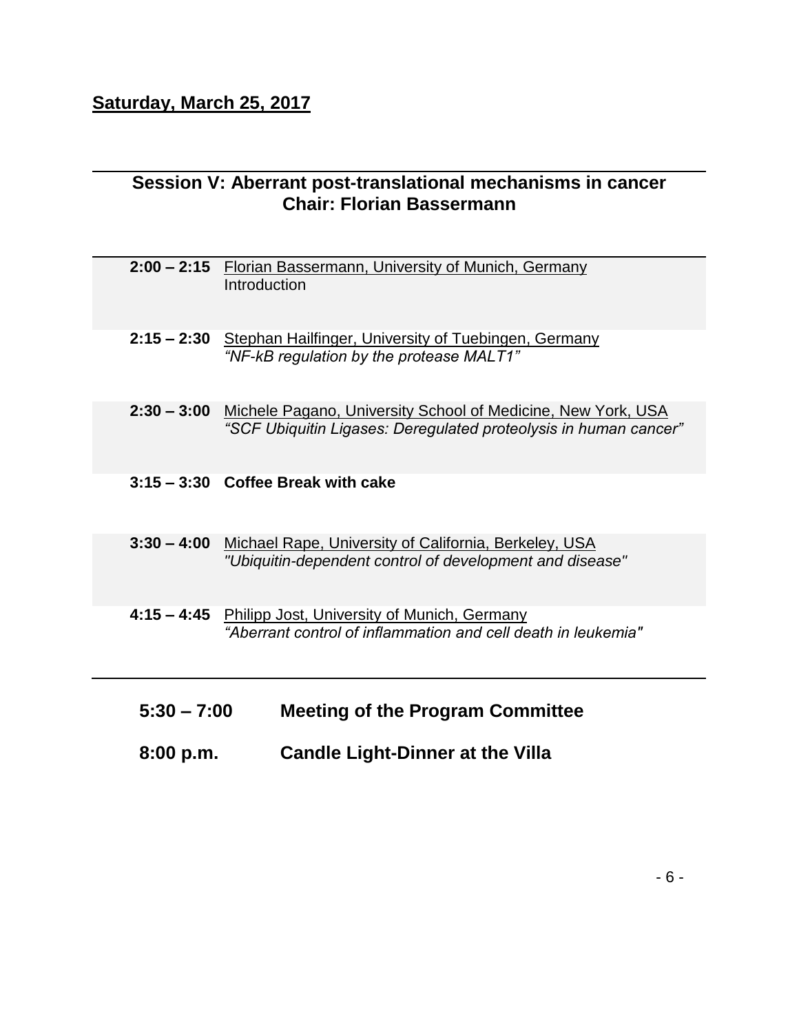**Saturday, March 25, 2017**

## Session V: Aberrant post-translational mechanisms in cancer
## Chair: Florian Bassermann

| | |
|---|---|
| **2:00 – 2:15** | Florian Bassermann, University of Munich, Germany<br>Introduction |
| **2:15 – 2:30** | Stephan Hailfinger, University of Tuebingen, Germany<br>*“NF-kB regulation by the protease MALT1”* |
| **2:30 – 3:00** | Michele Pagano, University School of Medicine, New York, USA<br>*“SCF Ubiquitin Ligases: Deregulated proteolysis in human cancer”* |
| **3:15 – 3:30** | **Coffee Break with cake** |
| **3:30 – 4:00** | Michael Rape, University of California, Berkeley, USA<br>*"Ubiquitin-dependent control of development and disease"* |
| **4:15 – 4:45** | Philipp Jost, University of Munich, Germany<br>*“Aberrant control of inflammation and cell death in leukemia"* |

**5:30 – 7:00** **Meeting of the Program Committee**

**8:00 p.m.** **Candle Light-Dinner at the Villa**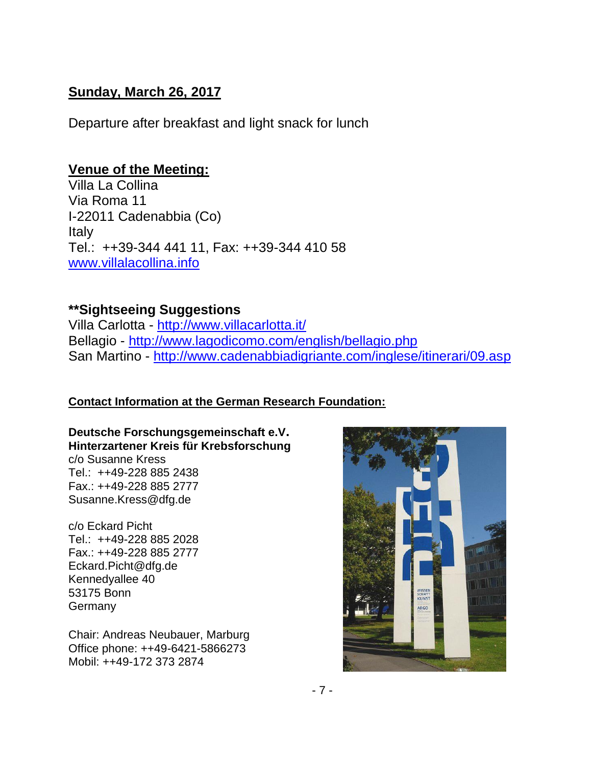## Sunday, March 26, 2017

Departure after breakfast and light snack for lunch

## Venue of the Meeting:

Villa La Collina
Via Roma 11
I-22011 Cadenabbia (Co)
Italy
Tel.: ++39-344 441 11, Fax: ++39-344 410 58
www.villalacollina.info

## **Sightseeing Suggestions

Villa Carlotta - http://www.villacarlotta.it/
Bellagio - http://www.lagodicomo.com/english/bellagio.php
San Martino - http://www.cadenabbiadigriante.com/inglese/itinerari/09.asp

### Contact Information at the German Research Foundation:

**Deutsche Forschungsgemeinschaft e.V.**
**Hinterzartener Kreis für Krebsforschung**
c/o Susanne Kress
Tel.: ++49-228 885 2438
Fax.: ++49-228 885 2777
Susanne.Kress@dfg.de

c/o Eckard Picht
Tel.: ++49-228 885 2028
Fax.: ++49-228 885 2777
Eckard.Picht@dfg.de
Kennedyallee 40
53175 Bonn
Germany

Chair: Andreas Neubauer, Marburg
Office phone: ++49-6421-5866273
Mobil: ++49-172 373 2874